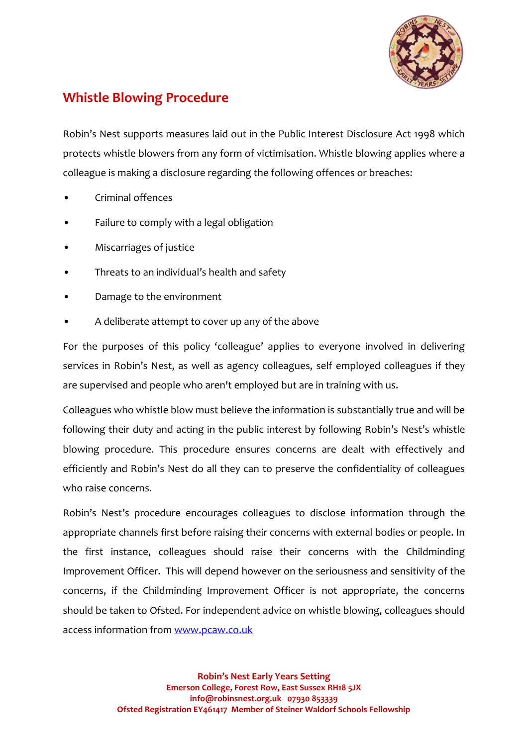# Whistle Blowing Procedure

Robin's Nest supports measures laid out in the Public Interest Disclosure Act 1998 which protects whistle blowers from any form of victimisation. Whistle blowing applies where a colleague is making a disclosure regarding the following offences or breaches:

- Criminal offences
- Failure to comply with a legal obligation
- Miscarriages of justice
- Threats to an individual's health and safety
- Damage to the environment
- A deliberate attempt to cover up any of the above

For the purposes of this policy 'colleague' applies to everyone involved in delivering services in Robin's Nest, as well as agency colleagues, self employed colleagues if they are supervised and people who aren't employed but are in training with us.

Colleagues who whistle blow must believe the information is substantially true and will be following their duty and acting in the public interest by following Robin's Nest's whistle blowing procedure. This procedure ensures concerns are dealt with effectively and efficiently and Robin's Nest do all they can to preserve the confidentiality of colleagues who raise concerns.

Robin's Nest's procedure encourages colleagues to disclose information through the appropriate channels first before raising their concerns with external bodies or people. In the first instance, colleagues should raise their concerns with the Childminding Improvement Officer. This will depend however on the seriousness and sensitivity of the concerns, if the Childminding Improvement Officer is not appropriate, the concerns should be taken to Ofsted. For independent advice on whistle blowing, colleagues should access information from [www.pcaw.co.uk](http://www.pcaw.co.uk)

**Robin's Nest Early Years Setting**
**Emerson College, Forest Row, East Sussex RH18 5JX**
**info@robinsnest.org.uk 07930 853339**
**Ofsted Registration EY461417 Member of Steiner Waldorf Schools Fellowship**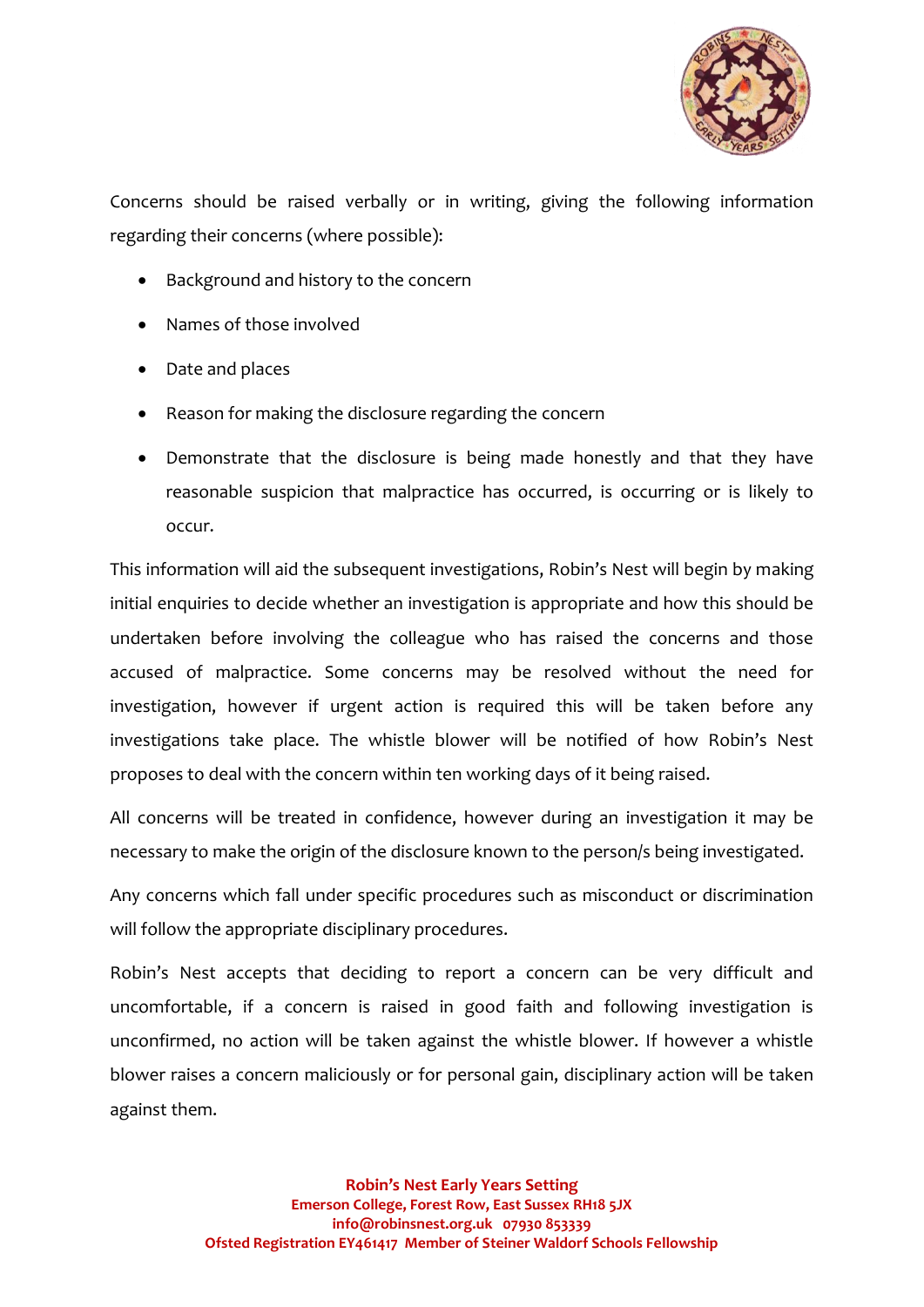Concerns should be raised verbally or in writing, giving the following information regarding their concerns (where possible):

- Background and history to the concern
- Names of those involved
- Date and places
- Reason for making the disclosure regarding the concern
- Demonstrate that the disclosure is being made honestly and that they have reasonable suspicion that malpractice has occurred, is occurring or is likely to occur.

This information will aid the subsequent investigations, Robin's Nest will begin by making initial enquiries to decide whether an investigation is appropriate and how this should be undertaken before involving the colleague who has raised the concerns and those accused of malpractice. Some concerns may be resolved without the need for investigation, however if urgent action is required this will be taken before any investigations take place. The whistle blower will be notified of how Robin's Nest proposes to deal with the concern within ten working days of it being raised.

All concerns will be treated in confidence, however during an investigation it may be necessary to make the origin of the disclosure known to the person/s being investigated.

Any concerns which fall under specific procedures such as misconduct or discrimination will follow the appropriate disciplinary procedures.

Robin's Nest accepts that deciding to report a concern can be very difficult and uncomfortable, if a concern is raised in good faith and following investigation is unconfirmed, no action will be taken against the whistle blower. If however a whistle blower raises a concern maliciously or for personal gain, disciplinary action will be taken against them.